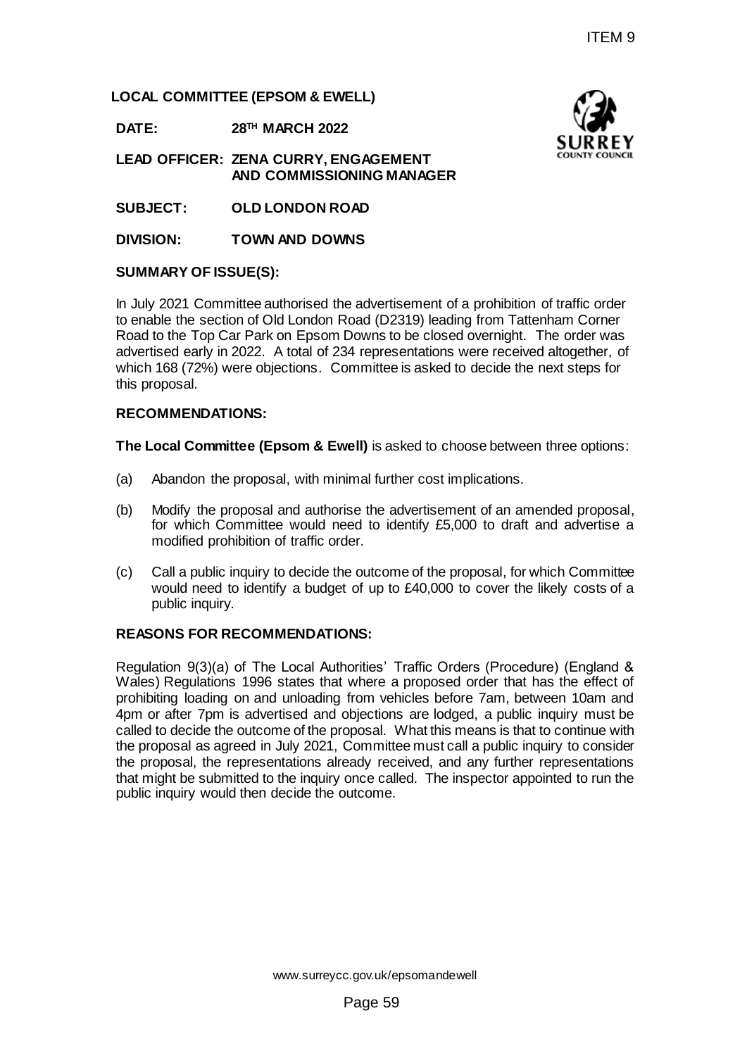ITEM 9

**LOCAL COMMITTEE (EPSOM & EWELL)**

**DATE:** **28TH MARCH 2022**

**LEAD OFFICER: ZENA CURRY, ENGAGEMENT AND COMMISSIONING MANAGER**

**SUBJECT:** **OLD LONDON ROAD**

**DIVISION:** **TOWN AND DOWNS**

**SUMMARY OF ISSUE(S):**

In July 2021 Committee authorised the advertisement of a prohibition of traffic order to enable the section of Old London Road (D2319) leading from Tattenham Corner Road to the Top Car Park on Epsom Downs to be closed overnight. The order was advertised early in 2022. A total of 234 representations were received altogether, of which 168 (72%) were objections. Committee is asked to decide the next steps for this proposal.

**RECOMMENDATIONS:**

**The Local Committee (Epsom & Ewell)** is asked to choose between three options:

(a) Abandon the proposal, with minimal further cost implications.

(b) Modify the proposal and authorise the advertisement of an amended proposal, for which Committee would need to identify £5,000 to draft and advertise a modified prohibition of traffic order.

(c) Call a public inquiry to decide the outcome of the proposal, for which Committee would need to identify a budget of up to £40,000 to cover the likely costs of a public inquiry.

**REASONS FOR RECOMMENDATIONS:**

Regulation 9(3)(a) of The Local Authorities' Traffic Orders (Procedure) (England & Wales) Regulations 1996 states that where a proposed order that has the effect of prohibiting loading on and unloading from vehicles before 7am, between 10am and 4pm or after 7pm is advertised and objections are lodged, a public inquiry must be called to decide the outcome of the proposal. What this means is that to continue with the proposal as agreed in July 2021, Committee must call a public inquiry to consider the proposal, the representations already received, and any further representations that might be submitted to the inquiry once called. The inspector appointed to run the public inquiry would then decide the outcome.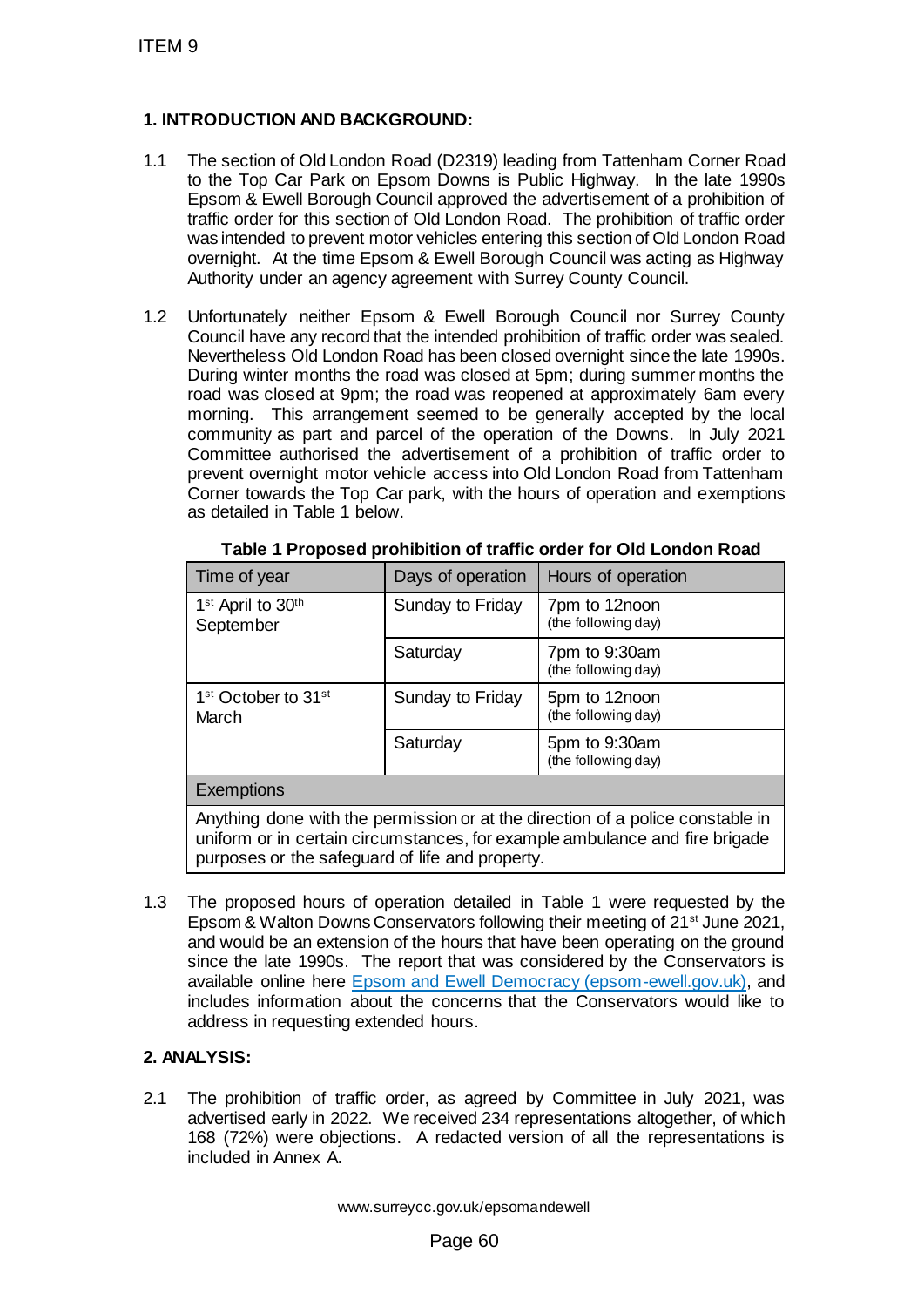ITEM 9

## 1. INTRODUCTION AND BACKGROUND:

1.1 The section of Old London Road (D2319) leading from Tattenham Corner Road to the Top Car Park on Epsom Downs is Public Highway. In the late 1990s Epsom & Ewell Borough Council approved the advertisement of a prohibition of traffic order for this section of Old London Road. The prohibition of traffic order was intended to prevent motor vehicles entering this section of Old London Road overnight. At the time Epsom & Ewell Borough Council was acting as Highway Authority under an agency agreement with Surrey County Council.

1.2 Unfortunately neither Epsom & Ewell Borough Council nor Surrey County Council have any record that the intended prohibition of traffic order was sealed. Nevertheless Old London Road has been closed overnight since the late 1990s. During winter months the road was closed at 5pm; during summer months the road was closed at 9pm; the road was reopened at approximately 6am every morning. This arrangement seemed to be generally accepted by the local community as part and parcel of the operation of the Downs. In July 2021 Committee authorised the advertisement of a prohibition of traffic order to prevent overnight motor vehicle access into Old London Road from Tattenham Corner towards the Top Car park, with the hours of operation and exemptions as detailed in Table 1 below.

**Table 1 Proposed prohibition of traffic order for Old London Road**

| Time of year | Days of operation | Hours of operation |
|---|---|---|
| 1st April to 30th September | Sunday to Friday | 7pm to 12noon (the following day) |
| | Saturday | 7pm to 9:30am (the following day) |
| 1st October to 31st March | Sunday to Friday | 5pm to 12noon (the following day) |
| | Saturday | 5pm to 9:30am (the following day) |
| Exemptions | | |
| Anything done with the permission or at the direction of a police constable in uniform or in certain circumstances, for example ambulance and fire brigade purposes or the safeguard of life and property. | | |

1.3 The proposed hours of operation detailed in Table 1 were requested by the Epsom & Walton Downs Conservators following their meeting of 21st June 2021, and would be an extension of the hours that have been operating on the ground since the late 1990s. The report that was considered by the Conservators is available online here [Epsom and Ewell Democracy (epsom-ewell.gov.uk)](), and includes information about the concerns that the Conservators would like to address in requesting extended hours.

## 2. ANALYSIS:

2.1 The prohibition of traffic order, as agreed by Committee in July 2021, was advertised early in 2022. We received 234 representations altogether, of which 168 (72%) were objections. A redacted version of all the representations is included in Annex A.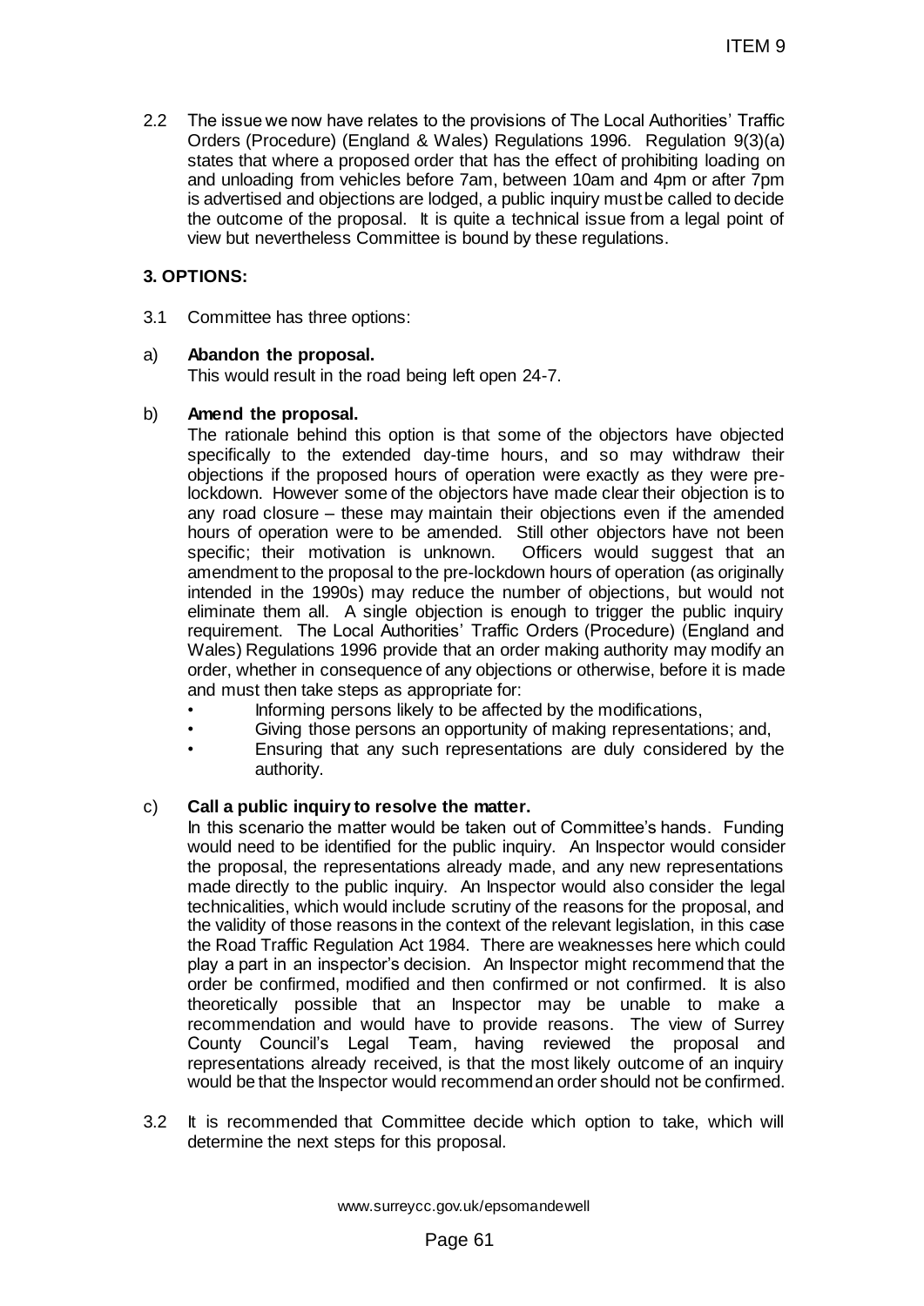2.2 The issue we now have relates to the provisions of The Local Authorities' Traffic Orders (Procedure) (England & Wales) Regulations 1996. Regulation 9(3)(a) states that where a proposed order that has the effect of prohibiting loading on and unloading from vehicles before 7am, between 10am and 4pm or after 7pm is advertised and objections are lodged, a public inquiry must be called to decide the outcome of the proposal. It is quite a technical issue from a legal point of view but nevertheless Committee is bound by these regulations.

## 3. OPTIONS:

3.1 Committee has three options:

a) **Abandon the proposal.**
This would result in the road being left open 24-7.

b) **Amend the proposal.**
The rationale behind this option is that some of the objectors have objected specifically to the extended day-time hours, and so may withdraw their objections if the proposed hours of operation were exactly as they were pre-lockdown. However some of the objectors have made clear their objection is to any road closure – these may maintain their objections even if the amended hours of operation were to be amended. Still other objectors have not been specific; their motivation is unknown. Officers would suggest that an amendment to the proposal to the pre-lockdown hours of operation (as originally intended in the 1990s) may reduce the number of objections, but would not eliminate them all. A single objection is enough to trigger the public inquiry requirement. The Local Authorities' Traffic Orders (Procedure) (England and Wales) Regulations 1996 provide that an order making authority may modify an order, whether in consequence of any objections or otherwise, before it is made and must then take steps as appropriate for:

- Informing persons likely to be affected by the modifications,
- Giving those persons an opportunity of making representations; and,
- Ensuring that any such representations are duly considered by the authority.

c) **Call a public inquiry to resolve the matter.**
In this scenario the matter would be taken out of Committee's hands. Funding would need to be identified for the public inquiry. An Inspector would consider the proposal, the representations already made, and any new representations made directly to the public inquiry. An Inspector would also consider the legal technicalities, which would include scrutiny of the reasons for the proposal, and the validity of those reasons in the context of the relevant legislation, in this case the Road Traffic Regulation Act 1984. There are weaknesses here which could play a part in an inspector's decision. An Inspector might recommend that the order be confirmed, modified and then confirmed or not confirmed. It is also theoretically possible that an Inspector may be unable to make a recommendation and would have to provide reasons. The view of Surrey County Council's Legal Team, having reviewed the proposal and representations already received, is that the most likely outcome of an inquiry would be that the Inspector would recommend an order should not be confirmed.

3.2 It is recommended that Committee decide which option to take, which will determine the next steps for this proposal.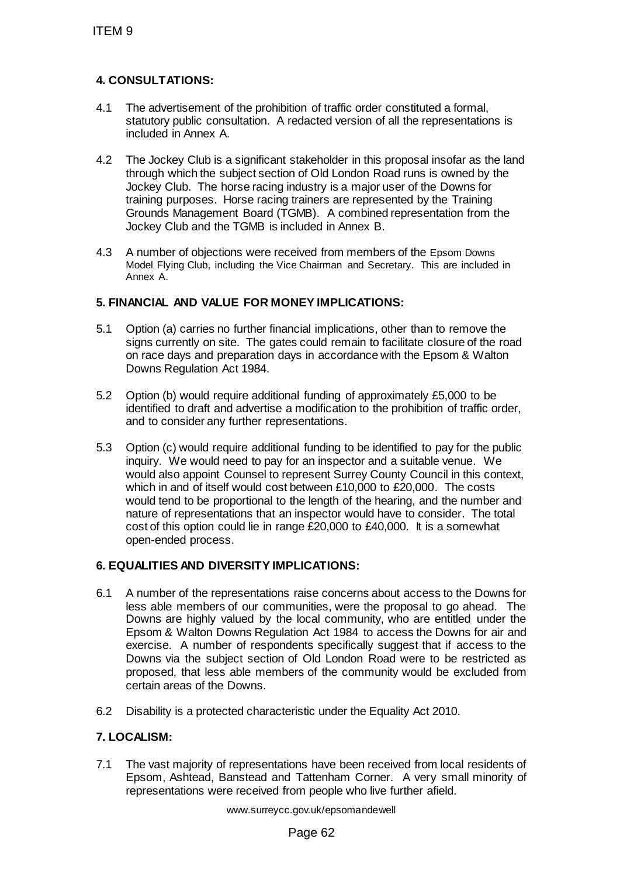## 4. CONSULTATIONS:

4.1 The advertisement of the prohibition of traffic order constituted a formal, statutory public consultation. A redacted version of all the representations is included in Annex A.

4.2 The Jockey Club is a significant stakeholder in this proposal insofar as the land through which the subject section of Old London Road runs is owned by the Jockey Club. The horse racing industry is a major user of the Downs for training purposes. Horse racing trainers are represented by the Training Grounds Management Board (TGMB). A combined representation from the Jockey Club and the TGMB is included in Annex B.

4.3 A number of objections were received from members of the Epsom Downs Model Flying Club, including the Vice Chairman and Secretary. This are included in Annex A.

## 5. FINANCIAL AND VALUE FOR MONEY IMPLICATIONS:

5.1 Option (a) carries no further financial implications, other than to remove the signs currently on site. The gates could remain to facilitate closure of the road on race days and preparation days in accordance with the Epsom & Walton Downs Regulation Act 1984.

5.2 Option (b) would require additional funding of approximately £5,000 to be identified to draft and advertise a modification to the prohibition of traffic order, and to consider any further representations.

5.3 Option (c) would require additional funding to be identified to pay for the public inquiry. We would need to pay for an inspector and a suitable venue. We would also appoint Counsel to represent Surrey County Council in this context, which in and of itself would cost between £10,000 to £20,000. The costs would tend to be proportional to the length of the hearing, and the number and nature of representations that an inspector would have to consider. The total cost of this option could lie in range £20,000 to £40,000. It is a somewhat open-ended process.

## 6. EQUALITIES AND DIVERSITY IMPLICATIONS:

6.1 A number of the representations raise concerns about access to the Downs for less able members of our communities, were the proposal to go ahead. The Downs are highly valued by the local community, who are entitled under the Epsom & Walton Downs Regulation Act 1984 to access the Downs for air and exercise. A number of respondents specifically suggest that if access to the Downs via the subject section of Old London Road were to be restricted as proposed, that less able members of the community would be excluded from certain areas of the Downs.

6.2 Disability is a protected characteristic under the Equality Act 2010.

## 7. LOCALISM:

7.1 The vast majority of representations have been received from local residents of Epsom, Ashtead, Banstead and Tattenham Corner. A very small minority of representations were received from people who live further afield.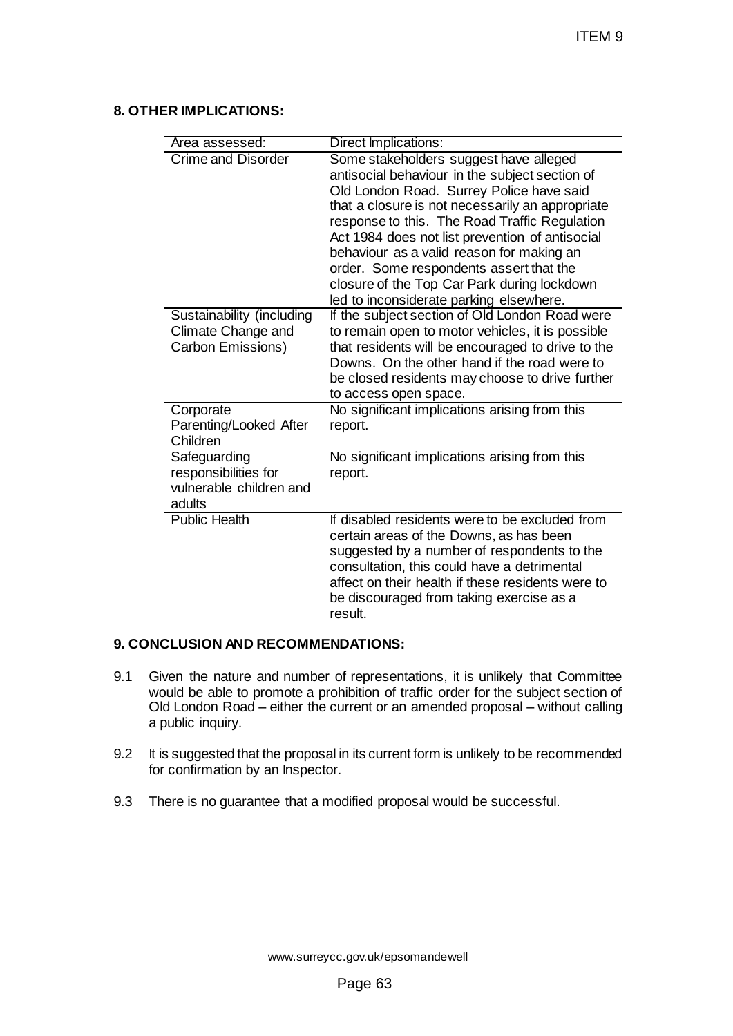## 8. OTHER IMPLICATIONS:

| Area assessed: | Direct Implications: |
|---|---|
| Crime and Disorder | Some stakeholders suggest have alleged antisocial behaviour in the subject section of Old London Road. Surrey Police have said that a closure is not necessarily an appropriate response to this. The Road Traffic Regulation Act 1984 does not list prevention of antisocial behaviour as a valid reason for making an order. Some respondents assert that the closure of the Top Car Park during lockdown led to inconsiderate parking elsewhere. |
| Sustainability (including Climate Change and Carbon Emissions) | If the subject section of Old London Road were to remain open to motor vehicles, it is possible that residents will be encouraged to drive to the Downs. On the other hand if the road were to be closed residents may choose to drive further to access open space. |
| Corporate Parenting/Looked After Children | No significant implications arising from this report. |
| Safeguarding responsibilities for vulnerable children and adults | No significant implications arising from this report. |
| Public Health | If disabled residents were to be excluded from certain areas of the Downs, as has been suggested by a number of respondents to the consultation, this could have a detrimental affect on their health if these residents were to be discouraged from taking exercise as a result. |

## 9. CONCLUSION AND RECOMMENDATIONS:

9.1 Given the nature and number of representations, it is unlikely that Committee would be able to promote a prohibition of traffic order for the subject section of Old London Road – either the current or an amended proposal – without calling a public inquiry.

9.2 It is suggested that the proposal in its current form is unlikely to be recommended for confirmation by an Inspector.

9.3 There is no guarantee that a modified proposal would be successful.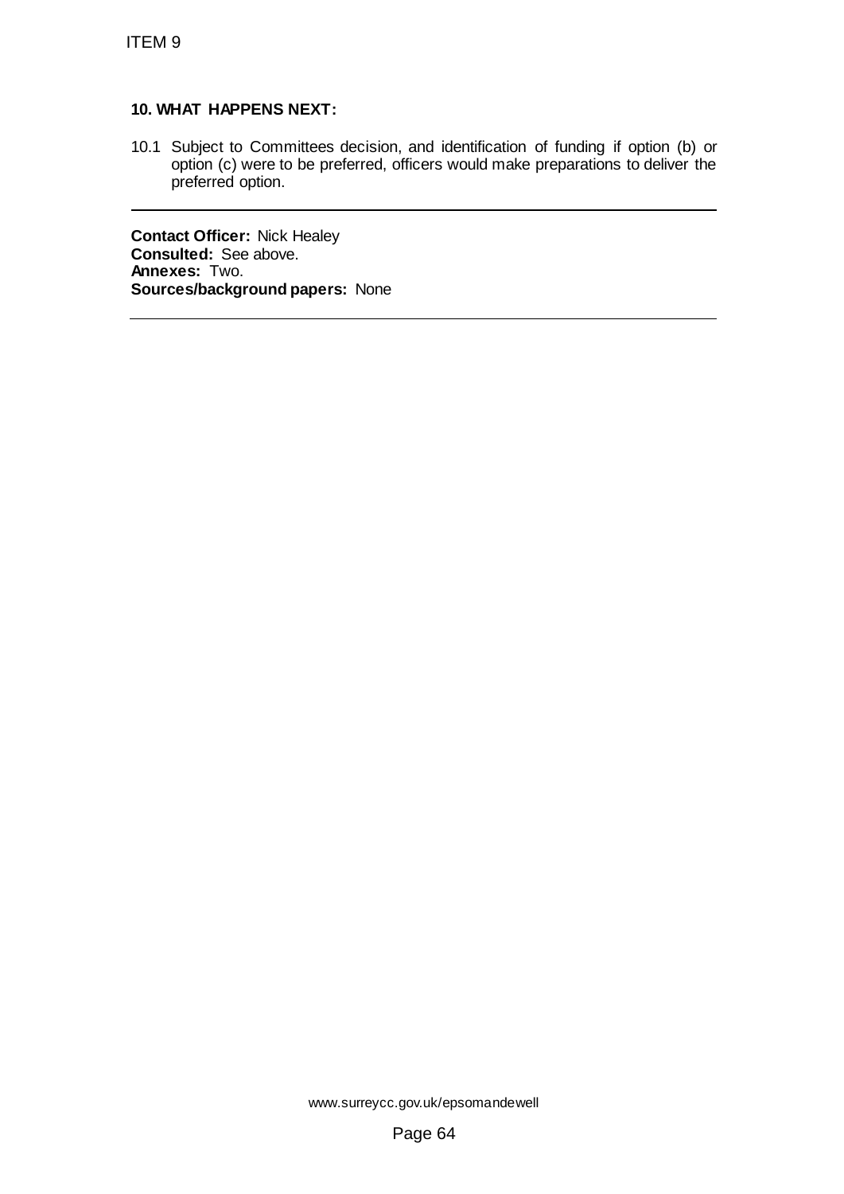## 10. WHAT HAPPENS NEXT:

10.1 Subject to Committees decision, and identification of funding if option (b) or option (c) were to be preferred, officers would make preparations to deliver the preferred option.

---

**Contact Officer:** Nick Healey
**Consulted:** See above.
**Annexes:** Two.
**Sources/background papers:** None

---